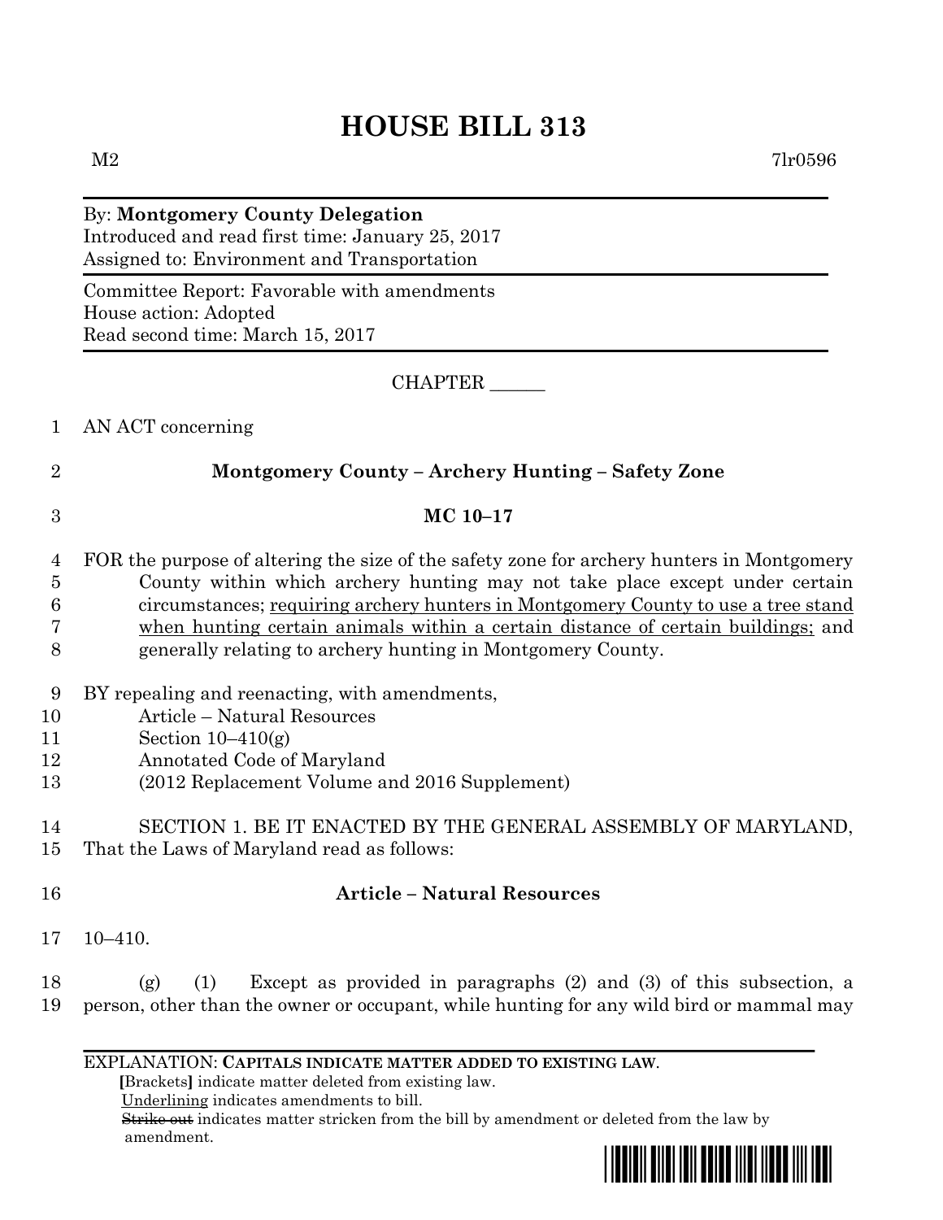# HOUSE BILL 313

M2 7lr0596

By: **Montgomery County Delegation**
Introduced and read first time: January 25, 2017
Assigned to: Environment and Transportation

Committee Report: Favorable with amendments
House action: Adopted
Read second time: March 15, 2017

CHAPTER ______

1 AN ACT concerning

2 **Montgomery County – Archery Hunting – Safety Zone**

3 **MC 10–17**

4 FOR the purpose of altering the size of the safety zone for archery hunters in Montgomery
5 County within which archery hunting may not take place except under certain
6 circumstances; <u>requiring archery hunters in Montgomery County to use a tree stand</u>
7 <u>when hunting certain animals within a certain distance of certain buildings;</u> and
8 generally relating to archery hunting in Montgomery County.

9 BY repealing and reenacting, with amendments,
10 Article – Natural Resources
11 Section 10–410(g)
12 Annotated Code of Maryland
13 (2012 Replacement Volume and 2016 Supplement)

14 SECTION 1. BE IT ENACTED BY THE GENERAL ASSEMBLY OF MARYLAND,
15 That the Laws of Maryland read as follows:

16 **Article – Natural Resources**

17 10–410.

18 (g) (1) Except as provided in paragraphs (2) and (3) of this subsection, a
19 person, other than the owner or occupant, while hunting for any wild bird or mammal may

---

EXPLANATION: **CAPITALS INDICATE MATTER ADDED TO EXISTING LAW.**
**[**Brackets**]** indicate matter deleted from existing law.
<u>Underlining</u> indicates amendments to bill.
~~Strike out~~ indicates matter stricken from the bill by amendment or deleted from the law by amendment.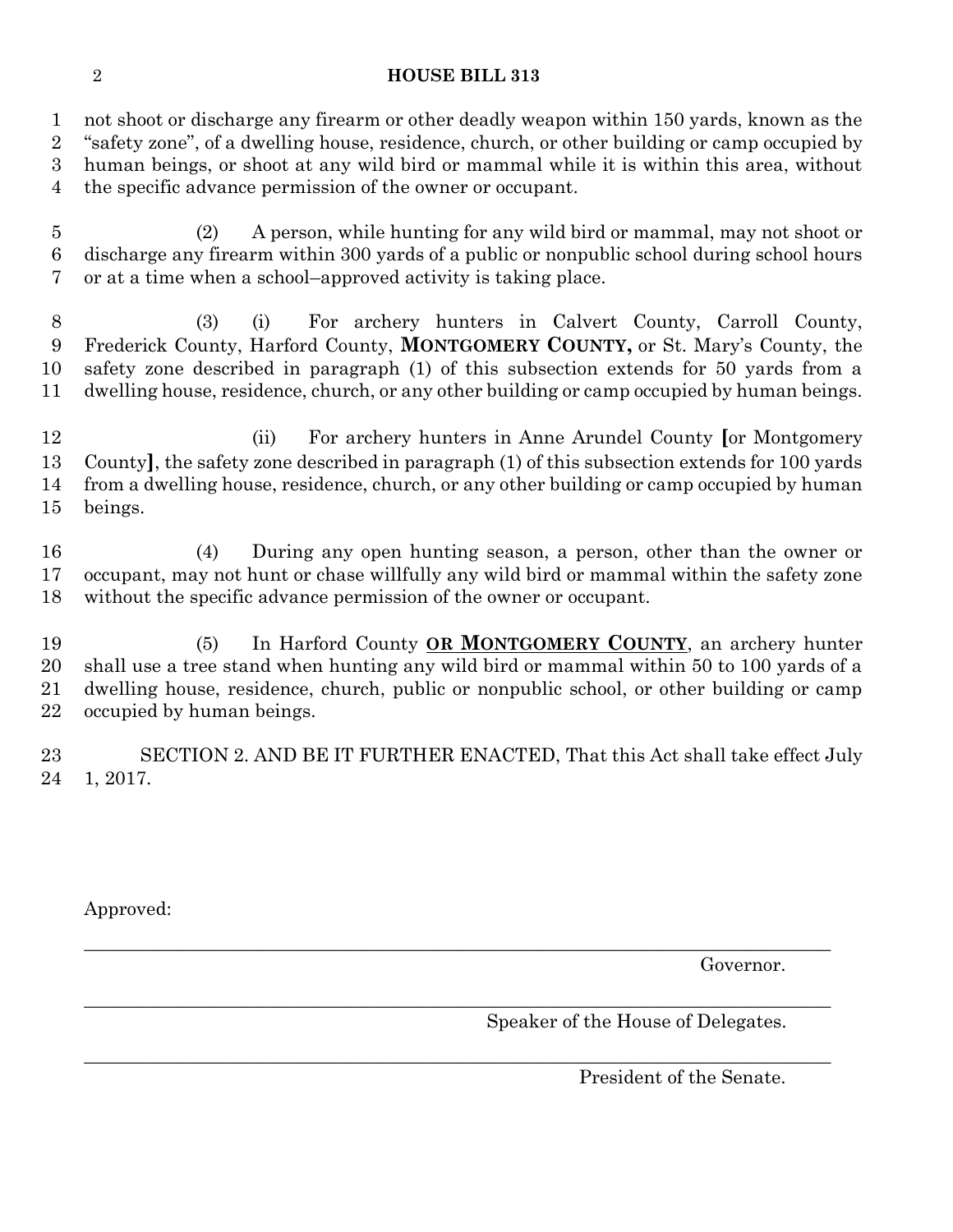not shoot or discharge any firearm or other deadly weapon within 150 yards, known as the "safety zone", of a dwelling house, residence, church, or other building or camp occupied by human beings, or shoot at any wild bird or mammal while it is within this area, without the specific advance permission of the owner or occupant.

(2) A person, while hunting for any wild bird or mammal, may not shoot or discharge any firearm within 300 yards of a public or nonpublic school during school hours or at a time when a school–approved activity is taking place.

(3) (i) For archery hunters in Calvert County, Carroll County, Frederick County, Harford County, **MONTGOMERY COUNTY,** or St. Mary's County, the safety zone described in paragraph (1) of this subsection extends for 50 yards from a dwelling house, residence, church, or any other building or camp occupied by human beings.

(ii) For archery hunters in Anne Arundel County **[**or Montgomery County**]**, the safety zone described in paragraph (1) of this subsection extends for 100 yards from a dwelling house, residence, church, or any other building or camp occupied by human beings.

(4) During any open hunting season, a person, other than the owner or occupant, may not hunt or chase willfully any wild bird or mammal within the safety zone without the specific advance permission of the owner or occupant.

(5) In Harford County **OR MONTGOMERY COUNTY**, an archery hunter shall use a tree stand when hunting any wild bird or mammal within 50 to 100 yards of a dwelling house, residence, church, public or nonpublic school, or other building or camp occupied by human beings.

SECTION 2. AND BE IT FURTHER ENACTED, That this Act shall take effect July 1, 2017.

Approved:

\_\_\_\_\_\_\_\_\_\_\_\_\_\_\_\_\_\_\_\_\_\_\_\_\_\_\_\_\_\_\_\_\_\_\_\_\_\_\_\_\_\_\_\_\_\_\_\_\_\_\_\_\_\_\_\_\_\_\_\_\_\_\_\_\_\_\_\_\_\_\_\_\_\_\_\_\_\_

Governor.

\_\_\_\_\_\_\_\_\_\_\_\_\_\_\_\_\_\_\_\_\_\_\_\_\_\_\_\_\_\_\_\_\_\_\_\_\_\_\_\_\_\_\_\_\_\_\_\_\_\_\_\_\_\_\_\_\_\_\_\_\_\_\_\_\_\_\_\_\_\_\_\_\_\_\_\_\_\_

Speaker of the House of Delegates.

\_\_\_\_\_\_\_\_\_\_\_\_\_\_\_\_\_\_\_\_\_\_\_\_\_\_\_\_\_\_\_\_\_\_\_\_\_\_\_\_\_\_\_\_\_\_\_\_\_\_\_\_\_\_\_\_\_\_\_\_\_\_\_\_\_\_\_\_\_\_\_\_\_\_\_\_\_\_

President of the Senate.